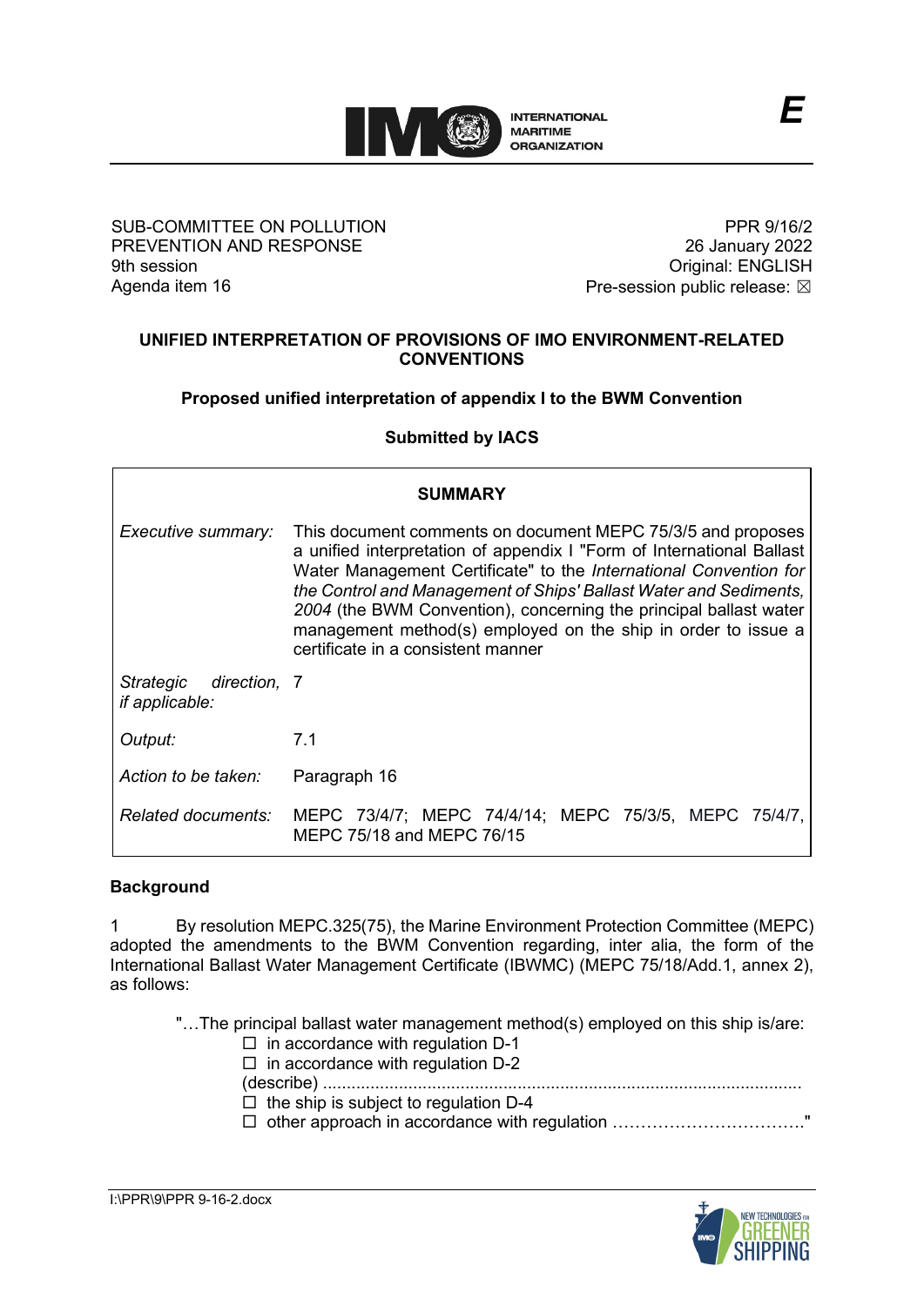SUB-COMMITTEE ON POLLUTION PREVENTION AND RESPONSE
9th session
Agenda item 16

PPR 9/16/2
26 January 2022
Original: ENGLISH
Pre-session public release: ☒

## UNIFIED INTERPRETATION OF PROVISIONS OF IMO ENVIRONMENT-RELATED CONVENTIONS

### Proposed unified interpretation of appendix I to the BWM Convention

**Submitted by IACS**

| SUMMARY | |
|---|---|
| *Executive summary:* | This document comments on document MEPC 75/3/5 and proposes a unified interpretation of appendix I "Form of International Ballast Water Management Certificate" to the *International Convention for the Control and Management of Ships' Ballast Water and Sediments, 2004* (the BWM Convention), concerning the principal ballast water management method(s) employed on the ship in order to issue a certificate in a consistent manner |
| *Strategic direction, if applicable:* | 7 |
| *Output:* | 7.1 |
| *Action to be taken:* | Paragraph 16 |
| *Related documents:* | MEPC 73/4/7; MEPC 74/4/14; MEPC 75/3/5, MEPC 75/4/7, MEPC 75/18 and MEPC 76/15 |

**Background**

1 By resolution MEPC.325(75), the Marine Environment Protection Committee (MEPC) adopted the amendments to the BWM Convention regarding, inter alia, the form of the International Ballast Water Management Certificate (IBWMC) (MEPC 75/18/Add.1, annex 2), as follows:

> "…The principal ballast water management method(s) employed on this ship is/are:
> ☐ in accordance with regulation D-1
> ☐ in accordance with regulation D-2
> (describe) ....................................................................................................
> ☐ the ship is subject to regulation D-4
> ☐ other approach in accordance with regulation ……………………………."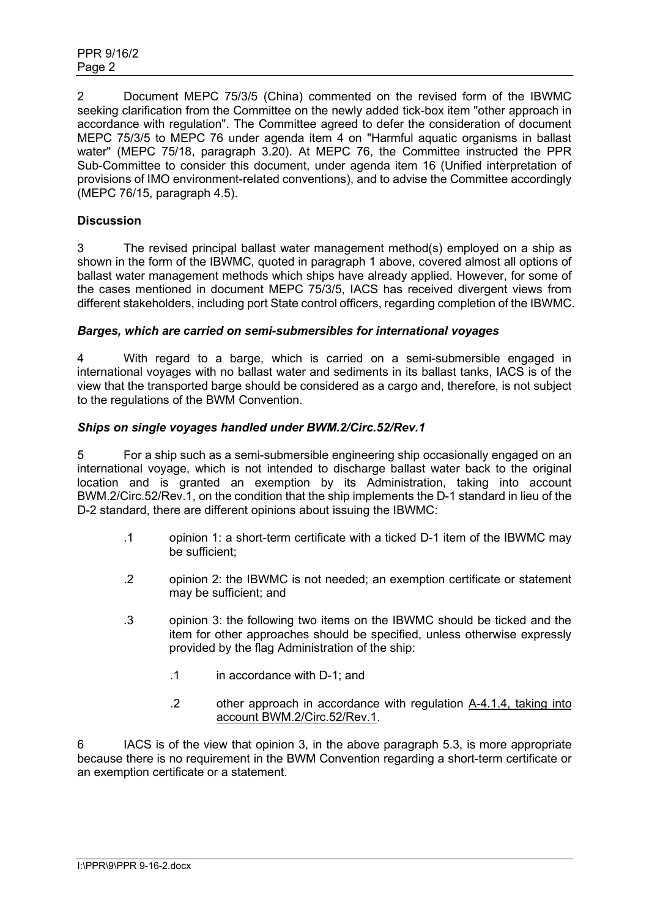2 Document MEPC 75/3/5 (China) commented on the revised form of the IBWMC seeking clarification from the Committee on the newly added tick-box item "other approach in accordance with regulation". The Committee agreed to defer the consideration of document MEPC 75/3/5 to MEPC 76 under agenda item 4 on "Harmful aquatic organisms in ballast water" (MEPC 75/18, paragraph 3.20). At MEPC 76, the Committee instructed the PPR Sub-Committee to consider this document, under agenda item 16 (Unified interpretation of provisions of IMO environment-related conventions), and to advise the Committee accordingly (MEPC 76/15, paragraph 4.5).

**Discussion**

3 The revised principal ballast water management method(s) employed on a ship as shown in the form of the IBWMC, quoted in paragraph 1 above, covered almost all options of ballast water management methods which ships have already applied. However, for some of the cases mentioned in document MEPC 75/3/5, IACS has received divergent views from different stakeholders, including port State control officers, regarding completion of the IBWMC.

***Barges, which are carried on semi-submersibles for international voyages***

4 With regard to a barge, which is carried on a semi-submersible engaged in international voyages with no ballast water and sediments in its ballast tanks, IACS is of the view that the transported barge should be considered as a cargo and, therefore, is not subject to the regulations of the BWM Convention.

***Ships on single voyages handled under BWM.2/Circ.52/Rev.1***

5 For a ship such as a semi-submersible engineering ship occasionally engaged on an international voyage, which is not intended to discharge ballast water back to the original location and is granted an exemption by its Administration, taking into account BWM.2/Circ.52/Rev.1, on the condition that the ship implements the D-1 standard in lieu of the D-2 standard, there are different opinions about issuing the IBWMC:

- .1 opinion 1: a short-term certificate with a ticked D-1 item of the IBWMC may be sufficient;
- .2 opinion 2: the IBWMC is not needed; an exemption certificate or statement may be sufficient; and
- .3 opinion 3: the following two items on the IBWMC should be ticked and the item for other approaches should be specified, unless otherwise expressly provided by the flag Administration of the ship:
  - .1 in accordance with D-1; and
  - .2 other approach in accordance with regulation <u>A-4.1.4, taking into account BWM.2/Circ.52/Rev.1</u>.

6 IACS is of the view that opinion 3, in the above paragraph 5.3, is more appropriate because there is no requirement in the BWM Convention regarding a short-term certificate or an exemption certificate or a statement.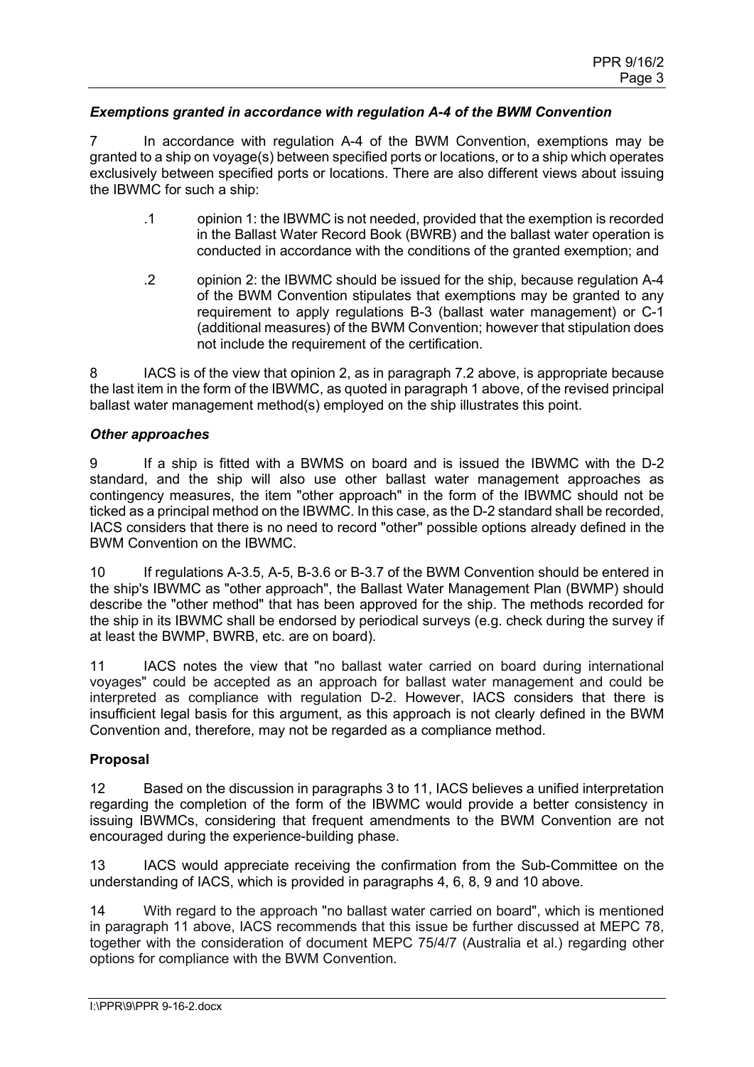### *Exemptions granted in accordance with regulation A-4 of the BWM Convention*

7 In accordance with regulation A-4 of the BWM Convention, exemptions may be granted to a ship on voyage(s) between specified ports or locations, or to a ship which operates exclusively between specified ports or locations. There are also different views about issuing the IBWMC for such a ship:

> .1 opinion 1: the IBWMC is not needed, provided that the exemption is recorded in the Ballast Water Record Book (BWRB) and the ballast water operation is conducted in accordance with the conditions of the granted exemption; and
>
> .2 opinion 2: the IBWMC should be issued for the ship, because regulation A-4 of the BWM Convention stipulates that exemptions may be granted to any requirement to apply regulations B-3 (ballast water management) or C-1 (additional measures) of the BWM Convention; however that stipulation does not include the requirement of the certification.

8 IACS is of the view that opinion 2, as in paragraph 7.2 above, is appropriate because the last item in the form of the IBWMC, as quoted in paragraph 1 above, of the revised principal ballast water management method(s) employed on the ship illustrates this point.

### *Other approaches*

9 If a ship is fitted with a BWMS on board and is issued the IBWMC with the D-2 standard, and the ship will also use other ballast water management approaches as contingency measures, the item "other approach" in the form of the IBWMC should not be ticked as a principal method on the IBWMC. In this case, as the D-2 standard shall be recorded, IACS considers that there is no need to record "other" possible options already defined in the BWM Convention on the IBWMC.

10 If regulations A-3.5, A-5, B-3.6 or B-3.7 of the BWM Convention should be entered in the ship's IBWMC as "other approach", the Ballast Water Management Plan (BWMP) should describe the "other method" that has been approved for the ship. The methods recorded for the ship in its IBWMC shall be endorsed by periodical surveys (e.g. check during the survey if at least the BWMP, BWRB, etc. are on board).

11 IACS notes the view that "no ballast water carried on board during international voyages" could be accepted as an approach for ballast water management and could be interpreted as compliance with regulation D-2. However, IACS considers that there is insufficient legal basis for this argument, as this approach is not clearly defined in the BWM Convention and, therefore, may not be regarded as a compliance method.

### **Proposal**

12 Based on the discussion in paragraphs 3 to 11, IACS believes a unified interpretation regarding the completion of the form of the IBWMC would provide a better consistency in issuing IBWMCs, considering that frequent amendments to the BWM Convention are not encouraged during the experience-building phase.

13 IACS would appreciate receiving the confirmation from the Sub-Committee on the understanding of IACS, which is provided in paragraphs 4, 6, 8, 9 and 10 above.

14 With regard to the approach "no ballast water carried on board", which is mentioned in paragraph 11 above, IACS recommends that this issue be further discussed at MEPC 78, together with the consideration of document MEPC 75/4/7 (Australia et al.) regarding other options for compliance with the BWM Convention.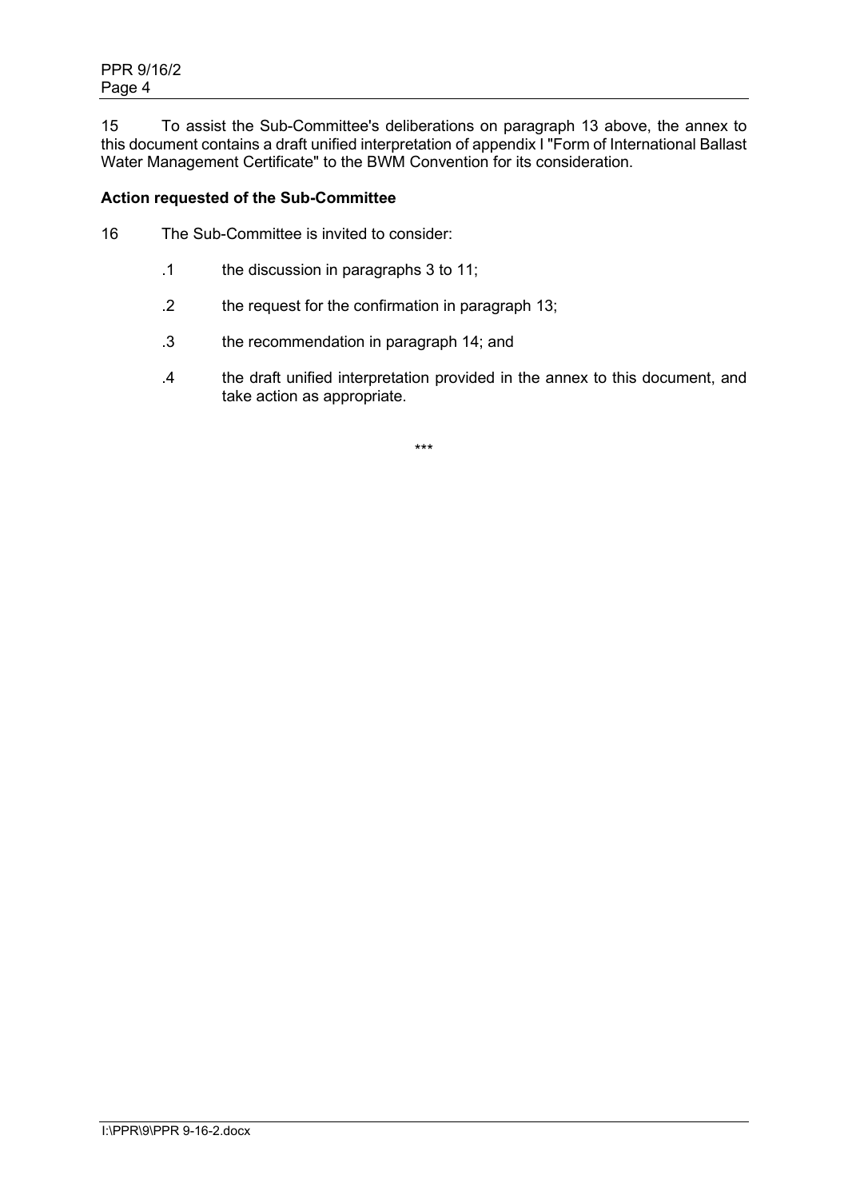15 To assist the Sub-Committee's deliberations on paragraph 13 above, the annex to this document contains a draft unified interpretation of appendix I "Form of International Ballast Water Management Certificate" to the BWM Convention for its consideration.

**Action requested of the Sub-Committee**

16 The Sub-Committee is invited to consider:

.1 the discussion in paragraphs 3 to 11;

.2 the request for the confirmation in paragraph 13;

.3 the recommendation in paragraph 14; and

.4 the draft unified interpretation provided in the annex to this document, and take action as appropriate.

\*\*\*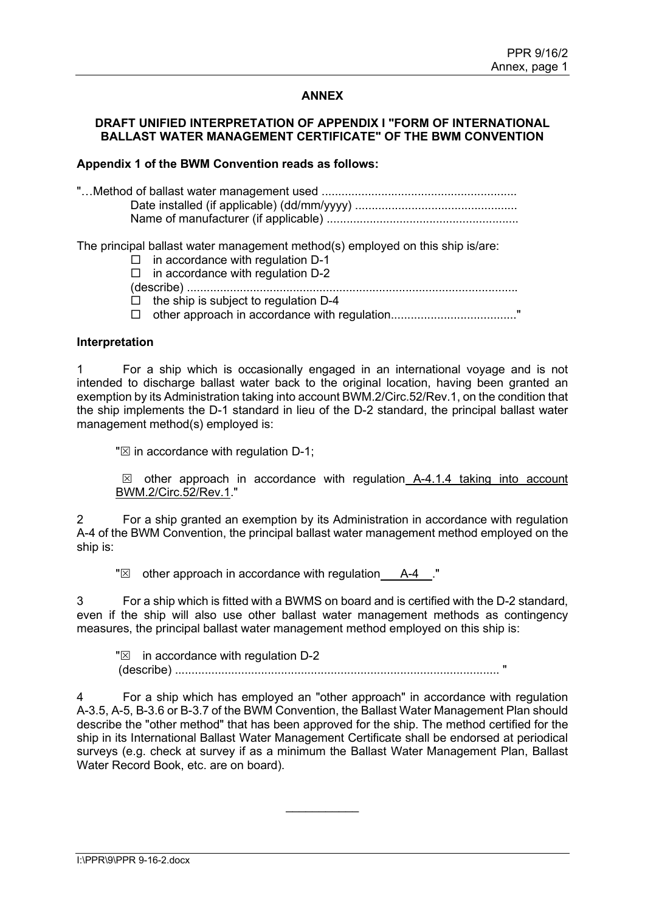## ANNEX

### DRAFT UNIFIED INTERPRETATION OF APPENDIX I "FORM OF INTERNATIONAL BALLAST WATER MANAGEMENT CERTIFICATE" OF THE BWM CONVENTION

**Appendix 1 of the BWM Convention reads as follows:**

"…Method of ballast water management used ..........................................................
Date installed (if applicable) (dd/mm/yyyy) ................................................
Name of manufacturer (if applicable) ..........................................................

The principal ballast water management method(s) employed on this ship is/are:

☐ in accordance with regulation D-1
☐ in accordance with regulation D-2
(describe) ..................................................................................................
☐ the ship is subject to regulation D-4
☐ other approach in accordance with regulation....................................."

**Interpretation**

1 For a ship which is occasionally engaged in an international voyage and is not intended to discharge ballast water back to the original location, having been granted an exemption by its Administration taking into account BWM.2/Circ.52/Rev.1, on the condition that the ship implements the D-1 standard in lieu of the D-2 standard, the principal ballast water management method(s) employed is:

"☒ in accordance with regulation D-1;

☒ other approach in accordance with regulation A-4.1.4 taking into account BWM.2/Circ.52/Rev.1."

2 For a ship granted an exemption by its Administration in accordance with regulation A-4 of the BWM Convention, the principal ballast water management method employed on the ship is:

"☒ other approach in accordance with regulation A-4 ."

3 For a ship which is fitted with a BWMS on board and is certified with the D-2 standard, even if the ship will also use other ballast water management methods as contingency measures, the principal ballast water management method employed on this ship is:

"☒ in accordance with regulation D-2
(describe) ................................................................................................. "

4 For a ship which has employed an "other approach" in accordance with regulation A-3.5, A-5, B-3.6 or B-3.7 of the BWM Convention, the Ballast Water Management Plan should describe the "other method" that has been approved for the ship. The method certified for the ship in its International Ballast Water Management Certificate shall be endorsed at periodical surveys (e.g. check at survey if as a minimum the Ballast Water Management Plan, Ballast Water Record Book, etc. are on board).

___________